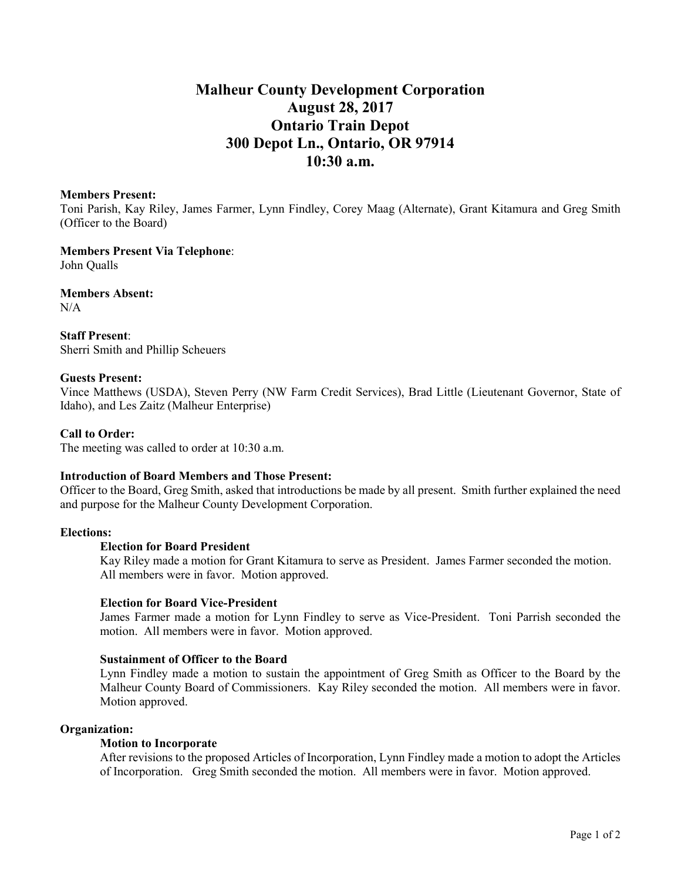# Malheur County Development Corporation
# August 28, 2017
# Ontario Train Depot
# 300 Depot Ln., Ontario, OR 97914
# 10:30 a.m.

**Members Present:**
Toni Parish, Kay Riley, James Farmer, Lynn Findley, Corey Maag (Alternate), Grant Kitamura and Greg Smith (Officer to the Board)

**Members Present Via Telephone**:
John Qualls

**Members Absent:**
N/A

**Staff Present**:
Sherri Smith and Phillip Scheuers

**Guests Present:**
Vince Matthews (USDA), Steven Perry (NW Farm Credit Services), Brad Little (Lieutenant Governor, State of Idaho), and Les Zaitz (Malheur Enterprise)

**Call to Order:**
The meeting was called to order at 10:30 a.m.

**Introduction of Board Members and Those Present:**
Officer to the Board, Greg Smith, asked that introductions be made by all present. Smith further explained the need and purpose for the Malheur County Development Corporation.

**Elections:**

**Election for Board President**
Kay Riley made a motion for Grant Kitamura to serve as President. James Farmer seconded the motion. All members were in favor. Motion approved.

**Election for Board Vice-President**
James Farmer made a motion for Lynn Findley to serve as Vice-President. Toni Parrish seconded the motion. All members were in favor. Motion approved.

**Sustainment of Officer to the Board**
Lynn Findley made a motion to sustain the appointment of Greg Smith as Officer to the Board by the Malheur County Board of Commissioners. Kay Riley seconded the motion. All members were in favor. Motion approved.

**Organization:**

**Motion to Incorporate**
After revisions to the proposed Articles of Incorporation, Lynn Findley made a motion to adopt the Articles of Incorporation. Greg Smith seconded the motion. All members were in favor. Motion approved.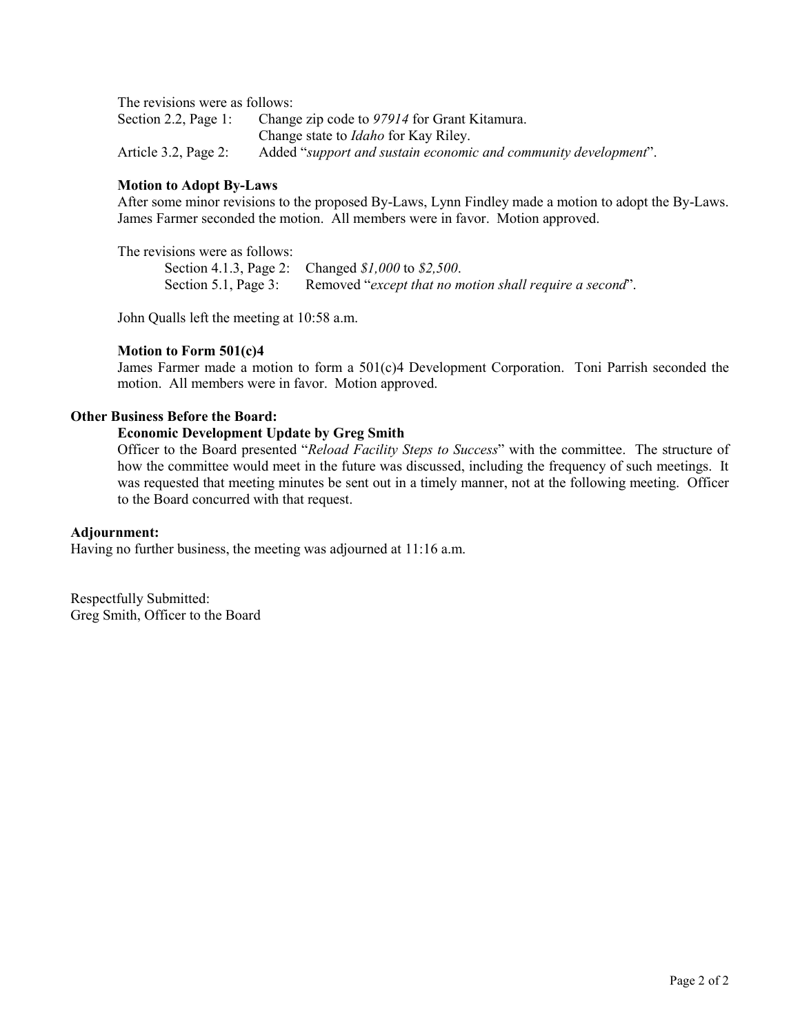The revisions were as follows:

| | |
|---|---|
| Section 2.2, Page 1: | Change zip code to *97914* for Grant Kitamura. |
| | Change state to *Idaho* for Kay Riley. |
| Article 3.2, Page 2: | Added "*support and sustain economic and community development*". |

**Motion to Adopt By-Laws**

After some minor revisions to the proposed By-Laws, Lynn Findley made a motion to adopt the By-Laws. James Farmer seconded the motion. All members were in favor. Motion approved.

The revisions were as follows:

| | |
|---|---|
| Section 4.1.3, Page 2: | Changed *$1,000* to *$2,500*. |
| Section 5.1, Page 3: | Removed "*except that no motion shall require a second*". |

John Qualls left the meeting at 10:58 a.m.

**Motion to Form 501(c)4**

James Farmer made a motion to form a 501(c)4 Development Corporation. Toni Parrish seconded the motion. All members were in favor. Motion approved.

**Other Business Before the Board:**

**Economic Development Update by Greg Smith**

Officer to the Board presented "*Reload Facility Steps to Success*" with the committee. The structure of how the committee would meet in the future was discussed, including the frequency of such meetings. It was requested that meeting minutes be sent out in a timely manner, not at the following meeting. Officer to the Board concurred with that request.

**Adjournment:**

Having no further business, the meeting was adjourned at 11:16 a.m.

Respectfully Submitted:
Greg Smith, Officer to the Board